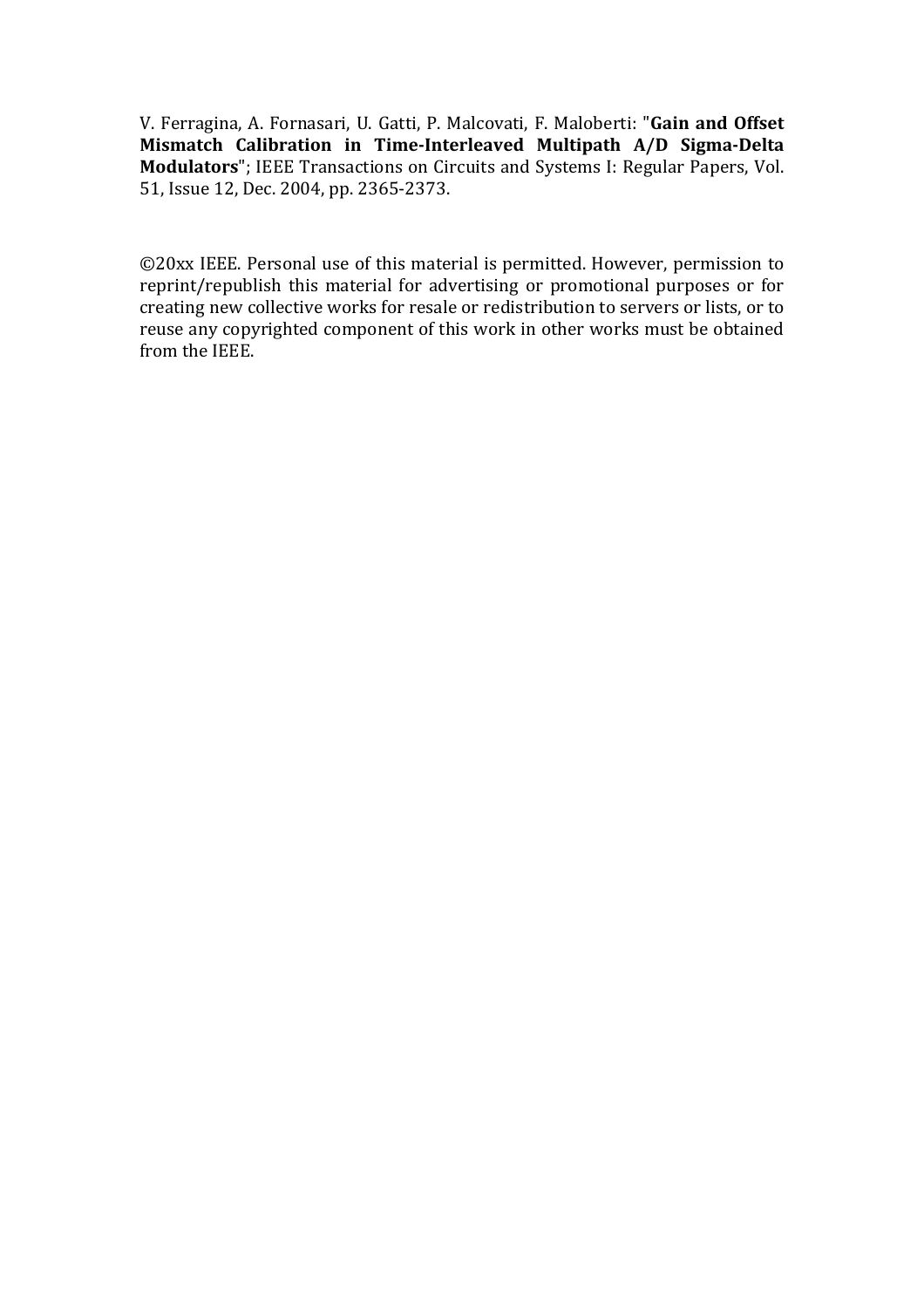V. Ferragina, A. Fornasari, U. Gatti, P. Malcovati, F. Maloberti: "**Gain and Offset Mismatch Calibration in Time-Interleaved Multipath A/D Sigma-Delta Modulators**"; IEEE Transactions on Circuits and Systems I: Regular Papers, Vol. 51, Issue 12, Dec. 2004, pp. 2365-2373.

©20xx IEEE. Personal use of this material is permitted. However, permission to reprint/republish this material for advertising or promotional purposes or for creating new collective works for resale or redistribution to servers or lists, or to reuse any copyrighted component of this work in other works must be obtained from the IEEE.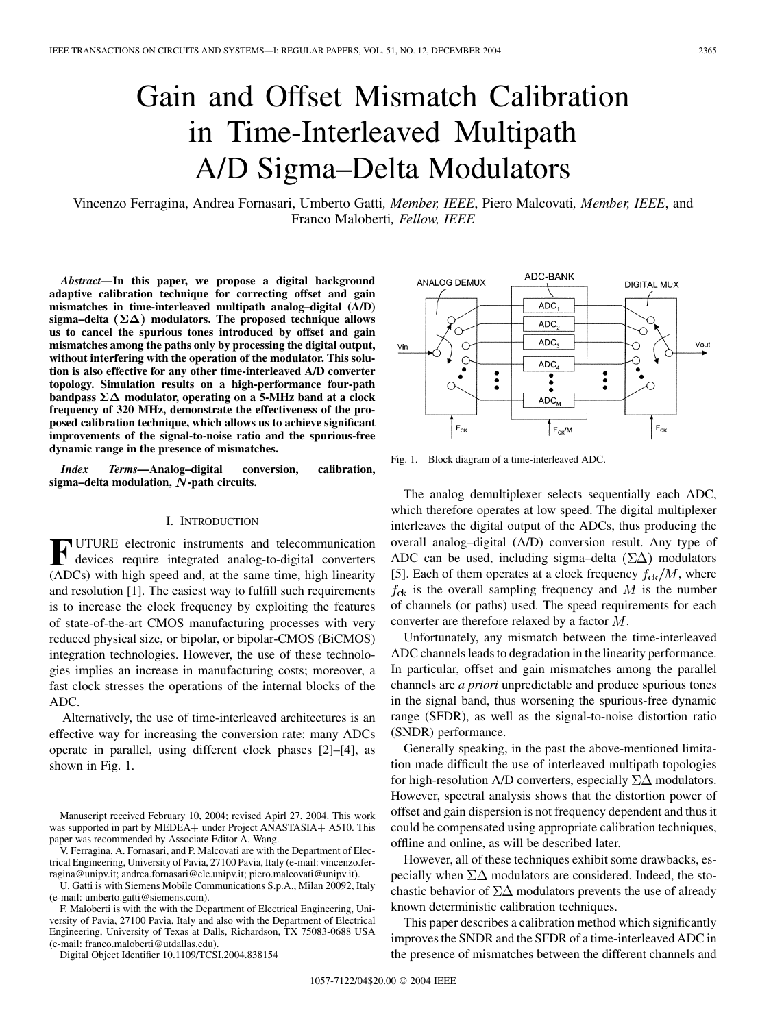# Gain and Offset Mismatch Calibration in Time-Interleaved Multipath A/D Sigma–Delta Modulators

Vincenzo Ferragina, Andrea Fornasari, Umberto Gatti, *Member, IEEE*, Piero Malcovati, *Member, IEEE*, and Franco Maloberti, *Fellow, IEEE*

***Abstract*—In this paper, we propose a digital background adaptive calibration technique for correcting offset and gain mismatches in time-interleaved multipath analog–digital (A/D) sigma–delta ($\Sigma\Delta$) modulators. The proposed technique allows us to cancel the spurious tones introduced by offset and gain mismatches among the paths only by processing the digital output, without interfering with the operation of the modulator. This solution is also effective for any other time-interleaved A/D converter topology. Simulation results on a high-performance four-path bandpass $\Sigma\Delta$ modulator, operating on a 5-MHz band at a clock frequency of 320 MHz, demonstrate the effectiveness of the proposed calibration technique, which allows us to achieve significant improvements of the signal-to-noise ratio and the spurious-free dynamic range in the presence of mismatches.**

***Index Terms*—Analog–digital conversion, calibration, sigma–delta modulation, $N$-path circuits.**

## I. Introduction

Future electronic instruments and telecommunication devices require integrated analog-to-digital converters (ADCs) with high speed and, at the same time, high linearity and resolution [1]. The easiest way to fulfill such requirements is to increase the clock frequency by exploiting the features of state-of-the-art CMOS manufacturing processes with very reduced physical size, or bipolar, or bipolar-CMOS (BiCMOS) integration technologies. However, the use of these technologies implies an increase in manufacturing costs; moreover, a fast clock stresses the operations of the internal blocks of the ADC.

Alternatively, the use of time-interleaved architectures is an effective way for increasing the conversion rate: many ADCs operate in parallel, using different clock phases [2]–[4], as shown in Fig. 1.

Fig. 1. Block diagram of a time-interleaved ADC.

The analog demultiplexer selects sequentially each ADC, which therefore operates at low speed. The digital multiplexer interleaves the digital output of the ADCs, thus producing the overall analog–digital (A/D) conversion result. Any type of ADC can be used, including sigma–delta ($\Sigma\Delta$) modulators [5]. Each of them operates at a clock frequency $f_{ck}/M$, where $f_{ck}$ is the overall sampling frequency and $M$ is the number of channels (or paths) used. The speed requirements for each converter are therefore relaxed by a factor $M$.

Unfortunately, any mismatch between the time-interleaved ADC channels leads to degradation in the linearity performance. In particular, offset and gain mismatches among the parallel channels are *a priori* unpredictable and produce spurious tones in the signal band, thus worsening the spurious-free dynamic range (SFDR), as well as the signal-to-noise distortion ratio (SNDR) performance.

Generally speaking, in the past the above-mentioned limitation made difficult the use of interleaved multipath topologies for high-resolution A/D converters, especially $\Sigma\Delta$ modulators. However, spectral analysis shows that the distortion power of offset and gain dispersion is not frequency dependent and thus it could be compensated using appropriate calibration techniques, offline and online, as will be described later.

However, all of these techniques exhibit some drawbacks, especially when $\Sigma\Delta$ modulators are considered. Indeed, the stochastic behavior of $\Sigma\Delta$ modulators prevents the use of already known deterministic calibration techniques.

This paper describes a calibration method which significantly improves the SNDR and the SFDR of a time-interleaved ADC in the presence of mismatches between the different channels and

Manuscript received February 10, 2004; revised Apirl 27, 2004. This work was supported in part by MEDEA+ under Project ANASTASIA+ A510. This paper was recommended by Associate Editor A. Wang.

V. Ferragina, A. Fornasari, and P. Malcovati are with the Department of Electrical Engineering, University of Pavia, 27100 Pavia, Italy (e-mail: vincenzo.ferragina@unipv.it; andrea.fornasari@ele.unipv.it; piero.malcovati@unipv.it).

U. Gatti is with Siemens Mobile Communications S.p.A., Milan 20092, Italy (e-mail: umberto.gatti@siemens.com).

F. Maloberti is with the with the Department of Electrical Engineering, University of Pavia, 27100 Pavia, Italy and also with the Department of Electrical Engineering, University of Texas at Dallas, Richardson, TX 75083-0688 USA (e-mail: franco.maloberti@utdallas.edu).

Digital Object Identifier 10.1109/TCSI.2004.838154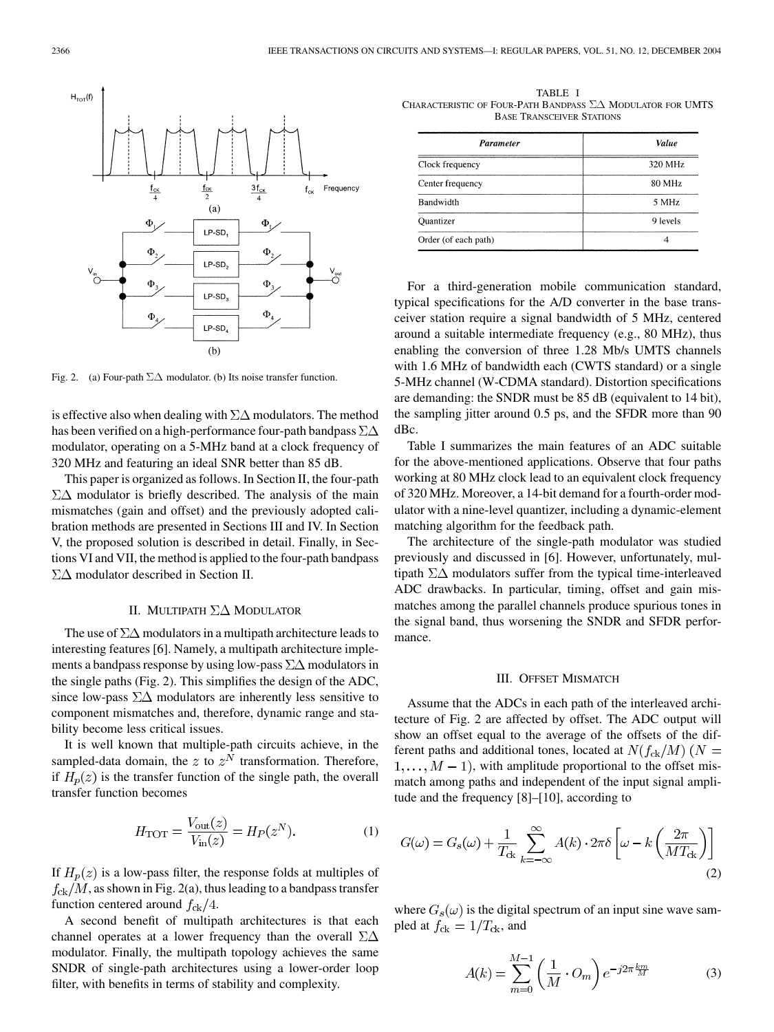Fig. 2. (a) Four-path $\Sigma\Delta$ modulator. (b) Its noise transfer function.

is effective also when dealing with $\Sigma\Delta$ modulators. The method has been verified on a high-performance four-path bandpass $\Sigma\Delta$ modulator, operating on a 5-MHz band at a clock frequency of 320 MHz and featuring an ideal SNR better than 85 dB.

This paper is organized as follows. In Section II, the four-path $\Sigma\Delta$ modulator is briefly described. The analysis of the main mismatches (gain and offset) and the previously adopted calibration methods are presented in Sections III and IV. In Section V, the proposed solution is described in detail. Finally, in Sections VI and VII, the method is applied to the four-path bandpass $\Sigma\Delta$ modulator described in Section II.

## II. Multipath $\Sigma\Delta$ Modulator

The use of $\Sigma\Delta$ modulators in a multipath architecture leads to interesting features [6]. Namely, a multipath architecture implements a bandpass response by using low-pass $\Sigma\Delta$ modulators in the single paths (Fig. 2). This simplifies the design of the ADC, since low-pass $\Sigma\Delta$ modulators are inherently less sensitive to component mismatches and, therefore, dynamic range and stability become less critical issues.

It is well known that multiple-path circuits achieve, in the sampled-data domain, the $z$ to $z^N$ transformation. Therefore, if $H_p(z)$ is the transfer function of the single path, the overall transfer function becomes

$$H_{\text{TOT}} = \frac{V_{\text{out}}(z)}{V_{\text{in}}(z)} = H_P(z^N). \tag{1}$$

If $H_p(z)$ is a low-pass filter, the response folds at multiples of $f_{\text{ck}}/M$, as shown in Fig. 2(a), thus leading to a bandpass transfer function centered around $f_{\text{ck}}/4$.

A second benefit of multipath architectures is that each channel operates at a lower frequency than the overall $\Sigma\Delta$ modulator. Finally, the multipath topology achieves the same SNDR of single-path architectures using a lower-order loop filter, with benefits in terms of stability and complexity.

TABLE I
Characteristic of Four-Path Bandpass $\Sigma\Delta$ Modulator for UMTS Base Transceiver Stations

| Parameter | Value |
|---|---|
| Clock frequency | 320 MHz |
| Center frequency | 80 MHz |
| Bandwidth | 5 MHz |
| Quantizer | 9 levels |
| Order (of each path) | 4 |

For a third-generation mobile communication standard, typical specifications for the A/D converter in the base transceiver station require a signal bandwidth of 5 MHz, centered around a suitable intermediate frequency (e.g., 80 MHz), thus enabling the conversion of three 1.28 Mb/s UMTS channels with 1.6 MHz of bandwidth each (CWTS standard) or a single 5-MHz channel (W-CDMA standard). Distortion specifications are demanding: the SNDR must be 85 dB (equivalent to 14 bit), the sampling jitter around 0.5 ps, and the SFDR more than 90 dBc.

Table I summarizes the main features of an ADC suitable for the above-mentioned applications. Observe that four paths working at 80 MHz clock lead to an equivalent clock frequency of 320 MHz. Moreover, a 14-bit demand for a fourth-order modulator with a nine-level quantizer, including a dynamic-element matching algorithm for the feedback path.

The architecture of the single-path modulator was studied previously and discussed in [6]. However, unfortunately, multipath $\Sigma\Delta$ modulators suffer from the typical time-interleaved ADC drawbacks. In particular, timing, offset and gain mismatches among the parallel channels produce spurious tones in the signal band, thus worsening the SNDR and SFDR performance.

## III. Offset Mismatch

Assume that the ADCs in each path of the interleaved architecture of Fig. 2 are affected by offset. The ADC output will show an offset equal to the average of the offsets of the different paths and additional tones, located at $N(f_{\text{ck}}/M)$ ($N = 1, \ldots, M-1$), with amplitude proportional to the offset mismatch among paths and independent of the input signal amplitude and the frequency [8]–[10], according to

$$G(\omega) = G_s(\omega) + \frac{1}{T_{\text{ck}}} \sum_{k=-\infty}^{\infty} A(k) \cdot 2\pi\delta\left[\omega - k\left(\frac{2\pi}{MT_{\text{ck}}}\right)\right] \tag{2}$$

where $G_s(\omega)$ is the digital spectrum of an input sine wave sampled at $f_{\text{ck}} = 1/T_{\text{ck}}$, and

$$A(k) = \sum_{m=0}^{M-1} \left(\frac{1}{M} \cdot O_m\right) e^{-j2\pi\frac{km}{M}} \tag{3}$$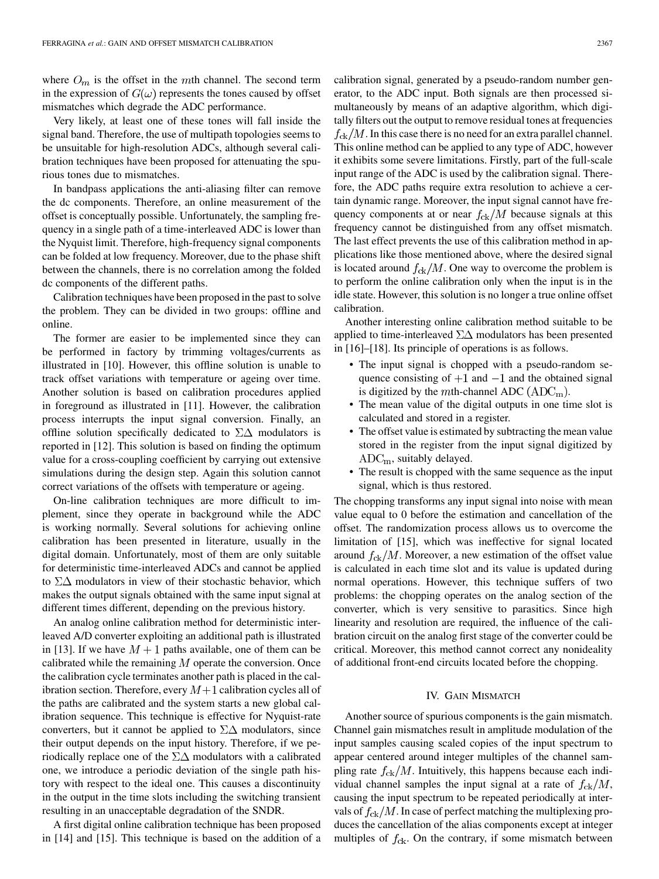where $O_m$ is the offset in the $m$th channel. The second term in the expression of $G(\omega)$ represents the tones caused by offset mismatches which degrade the ADC performance.

Very likely, at least one of these tones will fall inside the signal band. Therefore, the use of multipath topologies seems to be unsuitable for high-resolution ADCs, although several calibration techniques have been proposed for attenuating the spurious tones due to mismatches.

In bandpass applications the anti-aliasing filter can remove the dc components. Therefore, an online measurement of the offset is conceptually possible. Unfortunately, the sampling frequency in a single path of a time-interleaved ADC is lower than the Nyquist limit. Therefore, high-frequency signal components can be folded at low frequency. Moreover, due to the phase shift between the channels, there is no correlation among the folded dc components of the different paths.

Calibration techniques have been proposed in the past to solve the problem. They can be divided in two groups: offline and online.

The former are easier to be implemented since they can be performed in factory by trimming voltages/currents as illustrated in [10]. However, this offline solution is unable to track offset variations with temperature or ageing over time. Another solution is based on calibration procedures applied in foreground as illustrated in [11]. However, the calibration process interrupts the input signal conversion. Finally, an offline solution specifically dedicated to $\Sigma\Delta$ modulators is reported in [12]. This solution is based on finding the optimum value for a cross-coupling coefficient by carrying out extensive simulations during the design step. Again this solution cannot correct variations of the offsets with temperature or ageing.

On-line calibration techniques are more difficult to implement, since they operate in background while the ADC is working normally. Several solutions for achieving online calibration has been presented in literature, usually in the digital domain. Unfortunately, most of them are only suitable for deterministic time-interleaved ADCs and cannot be applied to $\Sigma\Delta$ modulators in view of their stochastic behavior, which makes the output signals obtained with the same input signal at different times different, depending on the previous history.

An analog online calibration method for deterministic interleaved A/D converter exploiting an additional path is illustrated in [13]. If we have $M+1$ paths available, one of them can be calibrated while the remaining $M$ operate the conversion. Once the calibration cycle terminates another path is placed in the calibration section. Therefore, every $M+1$ calibration cycles all of the paths are calibrated and the system starts a new global calibration sequence. This technique is effective for Nyquist-rate converters, but it cannot be applied to $\Sigma\Delta$ modulators, since their output depends on the input history. Therefore, if we periodically replace one of the $\Sigma\Delta$ modulators with a calibrated one, we introduce a periodic deviation of the single path history with respect to the ideal one. This causes a discontinuity in the output in the time slots including the switching transient resulting in an unacceptable degradation of the SNDR.

A first digital online calibration technique has been proposed in [14] and [15]. This technique is based on the addition of a calibration signal, generated by a pseudo-random number generator, to the ADC input. Both signals are then processed simultaneously by means of an adaptive algorithm, which digitally filters out the output to remove residual tones at frequencies $f_{\text{ck}}/M$. In this case there is no need for an extra parallel channel. This online method can be applied to any type of ADC, however it exhibits some severe limitations. Firstly, part of the full-scale input range of the ADC is used by the calibration signal. Therefore, the ADC paths require extra resolution to achieve a certain dynamic range. Moreover, the input signal cannot have frequency components at or near $f_{\text{ck}}/M$ because signals at this frequency cannot be distinguished from any offset mismatch. The last effect prevents the use of this calibration method in applications like those mentioned above, where the desired signal is located around $f_{\text{ck}}/M$. One way to overcome the problem is to perform the online calibration only when the input is in the idle state. However, this solution is no longer a true online offset calibration.

Another interesting online calibration method suitable to be applied to time-interleaved $\Sigma\Delta$ modulators has been presented in [16]–[18]. Its principle of operations is as follows.

- The input signal is chopped with a pseudo-random sequence consisting of $+1$ and $-1$ and the obtained signal is digitized by the $m$th-channel ADC ($\text{ADC}_\text{m}$).
- The mean value of the digital outputs in one time slot is calculated and stored in a register.
- The offset value is estimated by subtracting the mean value stored in the register from the input signal digitized by $\text{ADC}_\text{m}$, suitably delayed.
- The result is chopped with the same sequence as the input signal, which is thus restored.

The chopping transforms any input signal into noise with mean value equal to 0 before the estimation and cancellation of the offset. The randomization process allows us to overcome the limitation of [15], which was ineffective for signal located around $f_{\text{ck}}/M$. Moreover, a new estimation of the offset value is calculated in each time slot and its value is updated during normal operations. However, this technique suffers of two problems: the chopping operates on the analog section of the converter, which is very sensitive to parasitics. Since high linearity and resolution are required, the influence of the calibration circuit on the analog first stage of the converter could be critical. Moreover, this method cannot correct any nonideality of additional front-end circuits located before the chopping.

## IV. Gain Mismatch

Another source of spurious components is the gain mismatch. Channel gain mismatches result in amplitude modulation of the input samples causing scaled copies of the input spectrum to appear centered around integer multiples of the channel sampling rate $f_{\text{ck}}/M$. Intuitively, this happens because each individual channel samples the input signal at a rate of $f_{\text{ck}}/M$, causing the input spectrum to be repeated periodically at intervals of $f_{\text{ck}}/M$. In case of perfect matching the multiplexing produces the cancellation of the alias components except at integer multiples of $f_{\text{ck}}$. On the contrary, if some mismatch between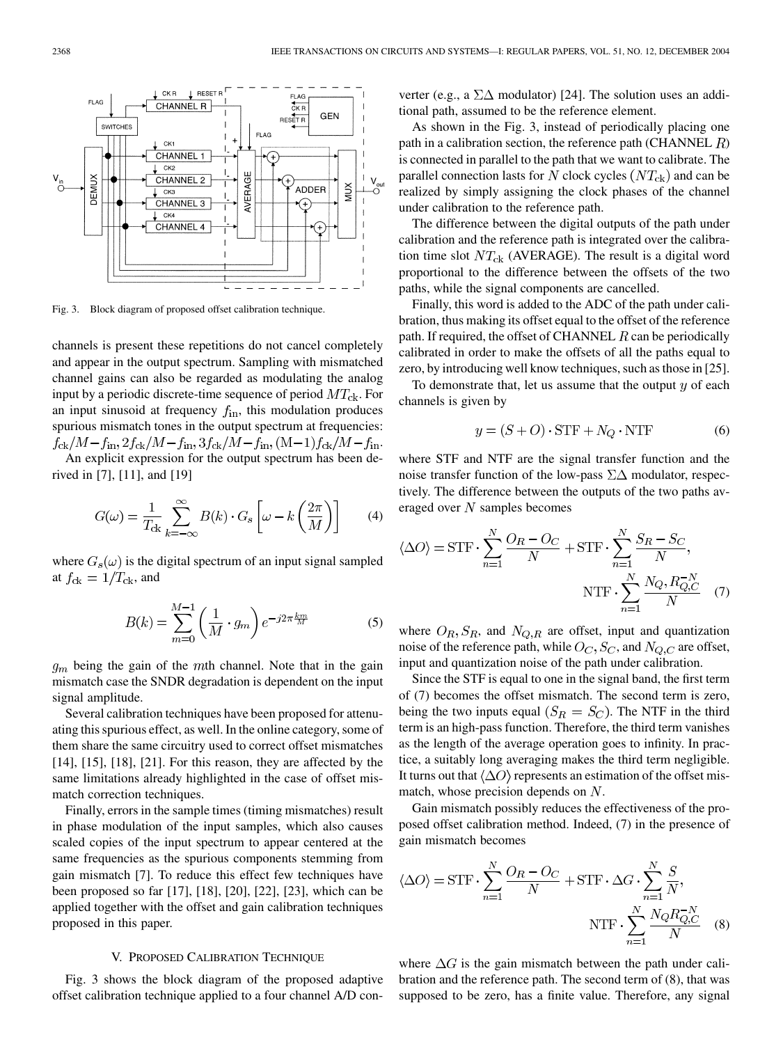Fig. 3. Block diagram of proposed offset calibration technique.

channels is present these repetitions do not cancel completely and appear in the output spectrum. Sampling with mismatched channel gains can also be regarded as modulating the analog input by a periodic discrete-time sequence of period $MT_{\rm ck}$. For an input sinusoid at frequency $f_{\rm in}$, this modulation produces spurious mismatch tones in the output spectrum at frequencies: $f_{\rm ck}/M - f_{\rm in}, 2f_{\rm ck}/M - f_{\rm in}, 3f_{\rm ck}/M - f_{\rm in}, ({\rm M}-1)f_{\rm ck}/M - f_{\rm in}$.

An explicit expression for the output spectrum has been derived in [7], [11], and [19]

$$G(\omega) = \frac{1}{T_{\rm ck}} \sum_{k=-\infty}^{\infty} B(k) \cdot G_s\left[\omega - k\left(\frac{2\pi}{M}\right)\right] \tag{4}$$

where $G_s(\omega)$ is the digital spectrum of an input signal sampled at $f_{\rm ck} = 1/T_{\rm ck}$, and

$$B(k) = \sum_{m=0}^{M-1} \left(\frac{1}{M} \cdot g_m\right) e^{-j2\pi \frac{km}{M}} \tag{5}$$

$g_m$ being the gain of the $m$th channel. Note that in the gain mismatch case the SNDR degradation is dependent on the input signal amplitude.

Several calibration techniques have been proposed for attenuating this spurious effect, as well. In the online category, some of them share the same circuitry used to correct offset mismatches [14], [15], [18], [21]. For this reason, they are affected by the same limitations already highlighted in the case of offset mismatch correction techniques.

Finally, errors in the sample times (timing mismatches) result in phase modulation of the input samples, which also causes scaled copies of the input spectrum to appear centered at the same frequencies as the spurious components stemming from gain mismatch [7]. To reduce this effect few techniques have been proposed so far [17], [18], [20], [22], [23], which can be applied together with the offset and gain calibration techniques proposed in this paper.

## V. Proposed Calibration Technique

Fig. 3 shows the block diagram of the proposed adaptive offset calibration technique applied to a four channel A/D converter (e.g., a $\Sigma\Delta$ modulator) [24]. The solution uses an additional path, assumed to be the reference element.

As shown in the Fig. 3, instead of periodically placing one path in a calibration section, the reference path (CHANNEL $R$) is connected in parallel to the path that we want to calibrate. The parallel connection lasts for $N$ clock cycles $(NT_{\rm ck})$ and can be realized by simply assigning the clock phases of the channel under calibration to the reference path.

The difference between the digital outputs of the path under calibration and the reference path is integrated over the calibration time slot $NT_{\rm ck}$ (AVERAGE). The result is a digital word proportional to the difference between the offsets of the two paths, while the signal components are cancelled.

Finally, this word is added to the ADC of the path under calibration, thus making its offset equal to the offset of the reference path. If required, the offset of CHANNEL $R$ can be periodically calibrated in order to make the offsets of all the paths equal to zero, by introducing well know techniques, such as those in [25].

To demonstrate that, let us assume that the output $y$ of each channels is given by

$$y = (S + O) \cdot {\rm STF} + N_Q \cdot {\rm NTF} \tag{6}$$

where STF and NTF are the signal transfer function and the noise transfer function of the low-pass $\Sigma\Delta$ modulator, respectively. The difference between the outputs of the two paths averaged over $N$ samples becomes

$$\langle \Delta O \rangle = {\rm STF} \cdot \sum_{n=1}^{N} \frac{O_R - O_C}{N} + {\rm STF} \cdot \sum_{n=1}^{N} \frac{S_R - S_C}{N}, \quad {\rm NTF} \cdot \sum_{n=1}^{N} \frac{N_Q, R_{Q,C}^{-N}}{N} \tag{7}$$

where $O_R, S_R$, and $N_{Q,R}$ are offset, input and quantization noise of the reference path, while $O_C, S_C$, and $N_{Q,C}$ are offset, input and quantization noise of the path under calibration.

Since the STF is equal to one in the signal band, the first term of (7) becomes the offset mismatch. The second term is zero, being the two inputs equal $(S_R = S_C)$. The NTF in the third term is an high-pass function. Therefore, the third term vanishes as the length of the average operation goes to infinity. In practice, a suitably long averaging makes the third term negligible. It turns out that $\langle \Delta O \rangle$ represents an estimation of the offset mismatch, whose precision depends on $N$.

Gain mismatch possibly reduces the effectiveness of the proposed offset calibration method. Indeed, (7) in the presence of gain mismatch becomes

$$\langle \Delta O \rangle = {\rm STF} \cdot \sum_{n=1}^{N} \frac{O_R - O_C}{N} + {\rm STF} \cdot \Delta G \cdot \sum_{n=1}^{N} \frac{S}{N}, \quad {\rm NTF} \cdot \sum_{n=1}^{N} \frac{N_Q R_{Q,C}^{-N}}{N} \tag{8}$$

where $\Delta G$ is the gain mismatch between the path under calibration and the reference path. The second term of (8), that was supposed to be zero, has a finite value. Therefore, any signal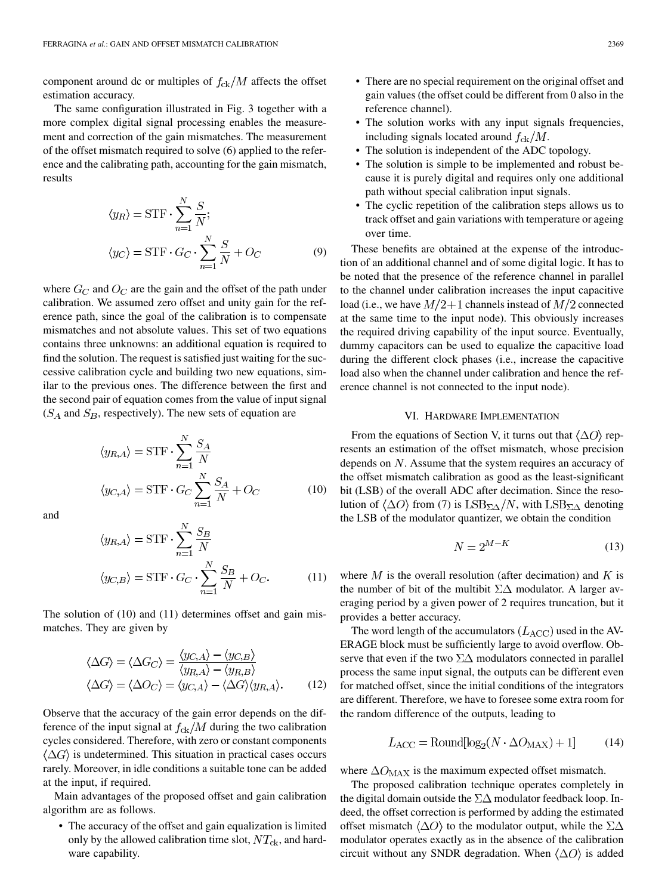component around dc or multiples of $f_{\mathrm{ck}}/M$ affects the offset estimation accuracy.

The same configuration illustrated in Fig. 3 together with a more complex digital signal processing enables the measurement and correction of the gain mismatches. The measurement of the offset mismatch required to solve (6) applied to the reference and the calibrating path, accounting for the gain mismatch, results

$$\langle y_R \rangle = \mathrm{STF} \cdot \sum_{n=1}^{N} \frac{S}{N};$$
$$\langle y_C \rangle = \mathrm{STF} \cdot G_C \cdot \sum_{n=1}^{N} \frac{S}{N} + O_C \tag{9}$$

where $G_C$ and $O_C$ are the gain and the offset of the path under calibration. We assumed zero offset and unity gain for the reference path, since the goal of the calibration is to compensate mismatches and not absolute values. This set of two equations contains three unknowns: an additional equation is required to find the solution. The request is satisfied just waiting for the successive calibration cycle and building two new equations, similar to the previous ones. The difference between the first and the second pair of equation comes from the value of input signal ($S_A$ and $S_B$, respectively). The new sets of equation are

$$\langle y_{R,A} \rangle = \mathrm{STF} \cdot \sum_{n=1}^{N} \frac{S_A}{N}$$
$$\langle y_{C,A} \rangle = \mathrm{STF} \cdot G_C \sum_{n=1}^{N} \frac{S_A}{N} + O_C \tag{10}$$

and

$$\langle y_{R,A} \rangle = \mathrm{STF} \cdot \sum_{n=1}^{N} \frac{S_B}{N}$$
$$\langle y_{C,B} \rangle = \mathrm{STF} \cdot G_C \cdot \sum_{n=1}^{N} \frac{S_B}{N} + O_C. \tag{11}$$

The solution of (10) and (11) determines offset and gain mismatches. They are given by

$$\langle \Delta G \rangle = \langle \Delta G_C \rangle = \frac{\langle y_{C,A} \rangle - \langle y_{C,B} \rangle}{\langle y_{R,A} \rangle - \langle y_{R,B} \rangle}$$
$$\langle \Delta G \rangle = \langle \Delta O_C \rangle = \langle y_{C,A} \rangle - \langle \Delta G \rangle \langle y_{R,A} \rangle. \tag{12}$$

Observe that the accuracy of the gain error depends on the difference of the input signal at $f_{\mathrm{ck}}/M$ during the two calibration cycles considered. Therefore, with zero or constant components $\langle \Delta G \rangle$ is undetermined. This situation in practical cases occurs rarely. Moreover, in idle conditions a suitable tone can be added at the input, if required.

Main advantages of the proposed offset and gain calibration algorithm are as follows.

- The accuracy of the offset and gain equalization is limited only by the allowed calibration time slot, $NT_{\mathrm{ck}}$, and hardware capability.
- There are no special requirement on the original offset and gain values (the offset could be different from 0 also in the reference channel).
- The solution works with any input signals frequencies, including signals located around $f_{\mathrm{ck}}/M$.
- The solution is independent of the ADC topology.
- The solution is simple to be implemented and robust because it is purely digital and requires only one additional path without special calibration input signals.
- The cyclic repetition of the calibration steps allows us to track offset and gain variations with temperature or ageing over time.

These benefits are obtained at the expense of the introduction of an additional channel and of some digital logic. It has to be noted that the presence of the reference channel in parallel to the channel under calibration increases the input capacitive load (i.e., we have $M/2+1$ channels instead of $M/2$ connected at the same time to the input node). This obviously increases the required driving capability of the input source. Eventually, dummy capacitors can be used to equalize the capacitive load during the different clock phases (i.e., increase the capacitive load also when the channel under calibration and hence the reference channel is not connected to the input node).

## VI. Hardware Implementation

From the equations of Section V, it turns out that $\langle \Delta O \rangle$ represents an estimation of the offset mismatch, whose precision depends on $N$. Assume that the system requires an accuracy of the offset mismatch calibration as good as the least-significant bit (LSB) of the overall ADC after decimation. Since the resolution of $\langle \Delta O \rangle$ from (7) is $\mathrm{LSB}_{\Sigma\Delta}/N$, with $\mathrm{LSB}_{\Sigma\Delta}$ denoting the LSB of the modulator quantizer, we obtain the condition

$$N = 2^{M-K} \tag{13}$$

where $M$ is the overall resolution (after decimation) and $K$ is the number of bit of the multibit $\Sigma\Delta$ modulator. A larger averaging period by a given power of 2 requires truncation, but it provides a better accuracy.

The word length of the accumulators ($L_{\mathrm{ACC}}$) used in the AVERAGE block must be sufficiently large to avoid overflow. Observe that even if the two $\Sigma\Delta$ modulators connected in parallel process the same input signal, the outputs can be different even for matched offset, since the initial conditions of the integrators are different. Therefore, we have to foresee some extra room for the random difference of the outputs, leading to

$$L_{\mathrm{ACC}} = \mathrm{Round}[\log_2(N \cdot \Delta O_{\mathrm{MAX}}) + 1] \tag{14}$$

where $\Delta O_{\mathrm{MAX}}$ is the maximum expected offset mismatch.

The proposed calibration technique operates completely in the digital domain outside the $\Sigma\Delta$ modulator feedback loop. Indeed, the offset correction is performed by adding the estimated offset mismatch $\langle \Delta O \rangle$ to the modulator output, while the $\Sigma\Delta$ modulator operates exactly as in the absence of the calibration circuit without any SNDR degradation. When $\langle \Delta O \rangle$ is added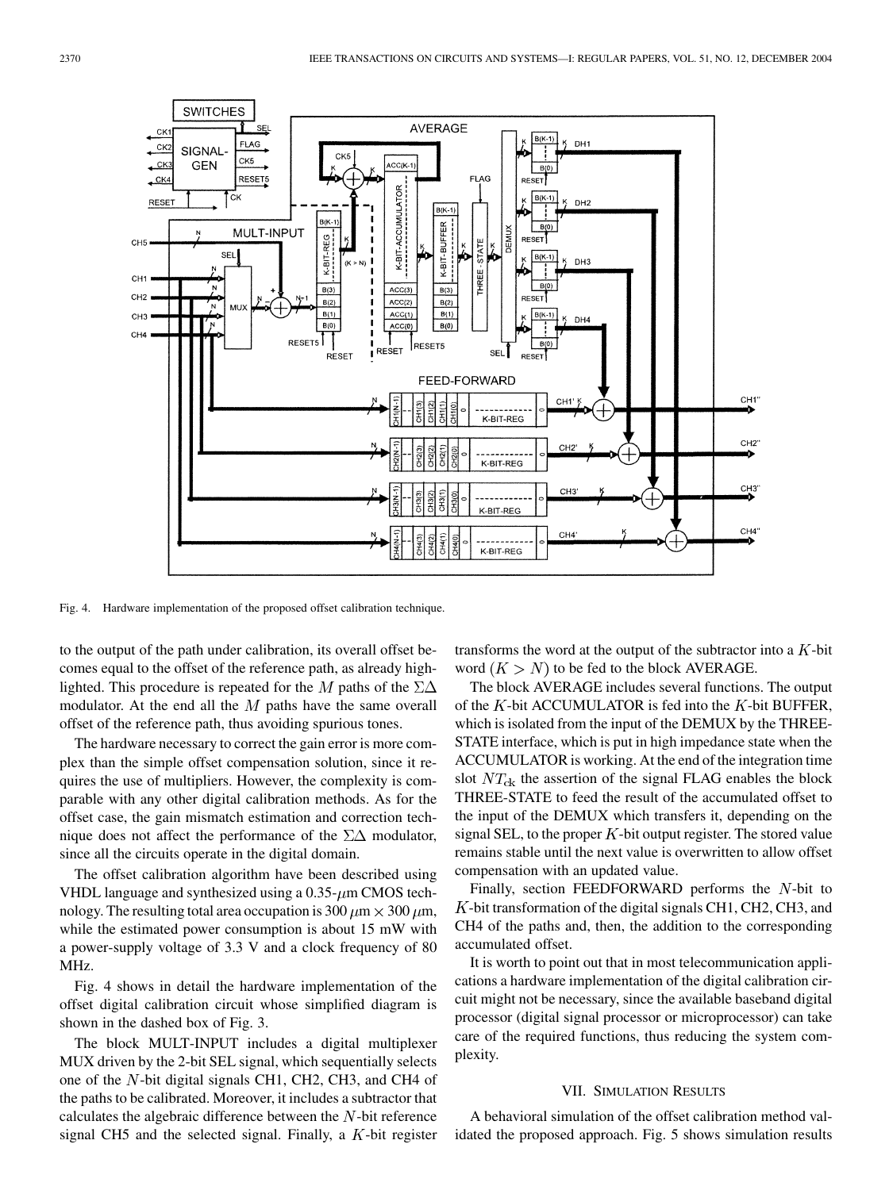Fig. 4. Hardware implementation of the proposed offset calibration technique.

to the output of the path under calibration, its overall offset becomes equal to the offset of the reference path, as already highlighted. This procedure is repeated for the $M$ paths of the $\Sigma\Delta$ modulator. At the end all the $M$ paths have the same overall offset of the reference path, thus avoiding spurious tones.

The hardware necessary to correct the gain error is more complex than the simple offset compensation solution, since it requires the use of multipliers. However, the complexity is comparable with any other digital calibration methods. As for the offset case, the gain mismatch estimation and correction technique does not affect the performance of the $\Sigma\Delta$ modulator, since all the circuits operate in the digital domain.

The offset calibration algorithm have been described using VHDL language and synthesized using a 0.35-$\mu$m CMOS technology. The resulting total area occupation is 300 $\mu$m $\times$ 300 $\mu$m, while the estimated power consumption is about 15 mW with a power-supply voltage of 3.3 V and a clock frequency of 80 MHz.

Fig. 4 shows in detail the hardware implementation of the offset digital calibration circuit whose simplified diagram is shown in the dashed box of Fig. 3.

The block MULT-INPUT includes a digital multiplexer MUX driven by the 2-bit SEL signal, which sequentially selects one of the $N$-bit digital signals CH1, CH2, CH3, and CH4 of the paths to be calibrated. Moreover, it includes a subtractor that calculates the algebraic difference between the $N$-bit reference signal CH5 and the selected signal. Finally, a $K$-bit register transforms the word at the output of the subtractor into a $K$-bit word $(K > N)$ to be fed to the block AVERAGE.

The block AVERAGE includes several functions. The output of the $K$-bit ACCUMULATOR is fed into the $K$-bit BUFFER, which is isolated from the input of the DEMUX by the THREE-STATE interface, which is put in high impedance state when the ACCUMULATOR is working. At the end of the integration time slot $NT_{\rm ck}$ the assertion of the signal FLAG enables the block THREE-STATE to feed the result of the accumulated offset to the input of the DEMUX which transfers it, depending on the signal SEL, to the proper $K$-bit output register. The stored value remains stable until the next value is overwritten to allow offset compensation with an updated value.

Finally, section FEEDFORWARD performs the $N$-bit to $K$-bit transformation of the digital signals CH1, CH2, CH3, and CH4 of the paths and, then, the addition to the corresponding accumulated offset.

It is worth to point out that in most telecommunication applications a hardware implementation of the digital calibration circuit might not be necessary, since the available baseband digital processor (digital signal processor or microprocessor) can take care of the required functions, thus reducing the system complexity.

## VII. Simulation Results

A behavioral simulation of the offset calibration method validated the proposed approach. Fig. 5 shows simulation results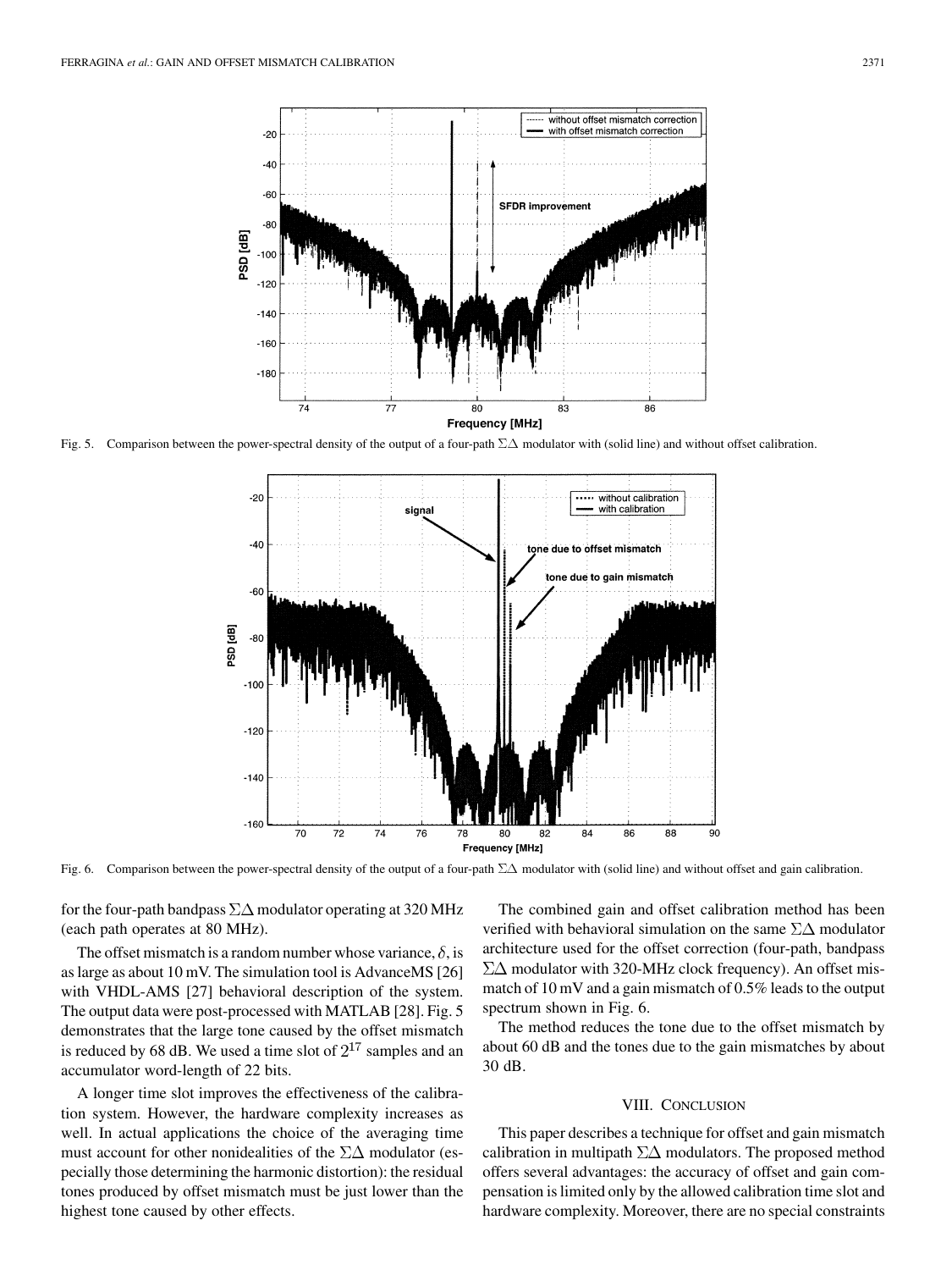Fig. 5. Comparison between the power-spectral density of the output of a four-path $\Sigma\Delta$ modulator with (solid line) and without offset calibration.

Fig. 6. Comparison between the power-spectral density of the output of a four-path $\Sigma\Delta$ modulator with (solid line) and without offset and gain calibration.

for the four-path bandpass $\Sigma\Delta$ modulator operating at 320 MHz (each path operates at 80 MHz).

The offset mismatch is a random number whose variance, $\delta$, is as large as about 10 mV. The simulation tool is AdvanceMS [26] with VHDL-AMS [27] behavioral description of the system. The output data were post-processed with MATLAB [28]. Fig. 5 demonstrates that the large tone caused by the offset mismatch is reduced by 68 dB. We used a time slot of $2^{17}$ samples and an accumulator word-length of 22 bits.

A longer time slot improves the effectiveness of the calibration system. However, the hardware complexity increases as well. In actual applications the choice of the averaging time must account for other nonidealities of the $\Sigma\Delta$ modulator (especially those determining the harmonic distortion): the residual tones produced by offset mismatch must be just lower than the highest tone caused by other effects.

The combined gain and offset calibration method has been verified with behavioral simulation on the same $\Sigma\Delta$ modulator architecture used for the offset correction (four-path, bandpass $\Sigma\Delta$ modulator with 320-MHz clock frequency). An offset mismatch of 10 mV and a gain mismatch of 0.5% leads to the output spectrum shown in Fig. 6.

The method reduces the tone due to the offset mismatch by about 60 dB and the tones due to the gain mismatches by about 30 dB.

## VIII. Conclusion

This paper describes a technique for offset and gain mismatch calibration in multipath $\Sigma\Delta$ modulators. The proposed method offers several advantages: the accuracy of offset and gain compensation is limited only by the allowed calibration time slot and hardware complexity. Moreover, there are no special constraints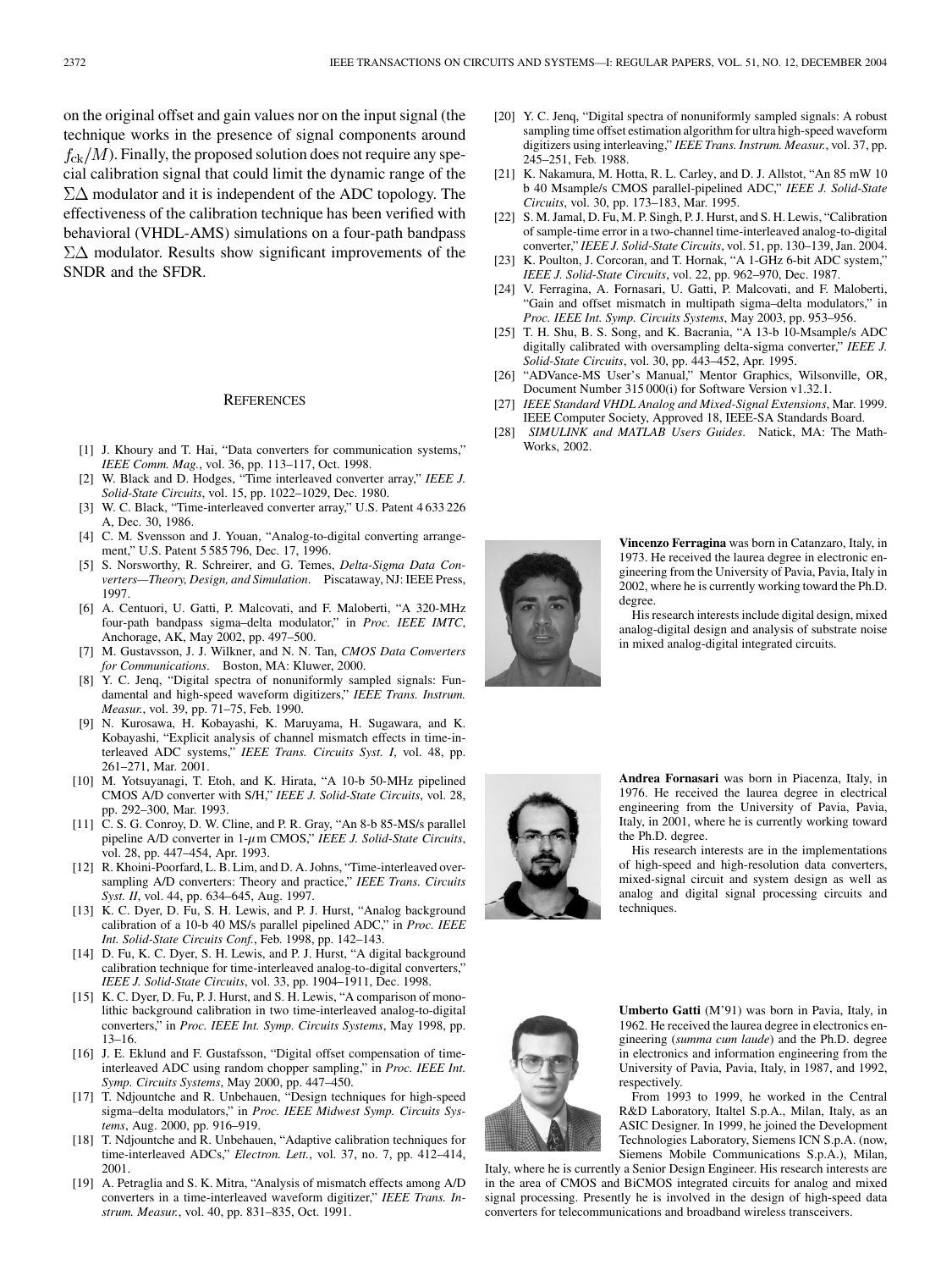on the original offset and gain values nor on the input signal (the technique works in the presence of signal components around $f_{ck}/M$). Finally, the proposed solution does not require any special calibration signal that could limit the dynamic range of the $\Sigma\Delta$ modulator and it is independent of the ADC topology. The effectiveness of the calibration technique has been verified with behavioral (VHDL-AMS) simulations on a four-path bandpass $\Sigma\Delta$ modulator. Results show significant improvements of the SNDR and the SFDR.

## References

[1] J. Khoury and T. Hai, "Data converters for communication systems," *IEEE Comm. Mag.*, vol. 36, pp. 113–117, Oct. 1998.

[2] W. Black and D. Hodges, "Time interleaved converter array," *IEEE J. Solid-State Circuits*, vol. 15, pp. 1022–1029, Dec. 1980.

[3] W. C. Black, "Time-interleaved converter array," U.S. Patent 4 633 226 A, Dec. 30, 1986.

[4] C. M. Svensson and J. Youan, "Analog-to-digital converting arrangement," U.S. Patent 5 585 796, Dec. 17, 1996.

[5] S. Norsworthy, R. Schreirer, and G. Temes, *Delta-Sigma Data Converters—Theory, Design, and Simulation*. Piscataway, NJ: IEEE Press, 1997.

[6] A. Centuori, U. Gatti, P. Malcovati, and F. Maloberti, "A 320-MHz four-path bandpass sigma–delta modulator," in *Proc. IEEE IMTC*, Anchorage, AK, May 2002, pp. 497–500.

[7] M. Gustavsson, J. J. Wilkner, and N. N. Tan, *CMOS Data Converters for Communications*. Boston, MA: Kluwer, 2000.

[8] Y. C. Jenq, "Digital spectra of nonuniformly sampled signals: Fundamental and high-speed waveform digitizers," *IEEE Trans. Instrum. Measur.*, vol. 39, pp. 71–75, Feb. 1990.

[9] N. Kurosawa, H. Kobayashi, K. Maruyama, H. Sugawara, and K. Kobayashi, "Explicit analysis of channel mismatch effects in time-interleaved ADC systems," *IEEE Trans. Circuits Syst. I*, vol. 48, pp. 261–271, Mar. 2001.

[10] M. Yotsuyanagi, T. Etoh, and K. Hirata, "A 10-b 50-MHz pipelined CMOS A/D converter with S/H," *IEEE J. Solid-State Circuits*, vol. 28, pp. 292–300, Mar. 1993.

[11] C. S. G. Conroy, D. W. Cline, and P. R. Gray, "An 8-b 85-MS/s parallel pipeline A/D converter in 1-$\mu$m CMOS," *IEEE J. Solid-State Circuits*, vol. 28, pp. 447–454, Apr. 1993.

[12] R. Khoini-Poorfard, L. B. Lim, and D. A. Johns, "Time-interleaved oversampling A/D converters: Theory and practice," *IEEE Trans. Circuits Syst. II*, vol. 44, pp. 634–645, Aug. 1997.

[13] K. C. Dyer, D. Fu, S. H. Lewis, and P. J. Hurst, "Analog background calibration of a 10-b 40 MS/s parallel pipelined ADC," in *Proc. IEEE Int. Solid-State Circuits Conf.*, Feb. 1998, pp. 142–143.

[14] D. Fu, K. C. Dyer, S. H. Lewis, and P. J. Hurst, "A digital background calibration technique for time-interleaved analog-to-digital converters," *IEEE J. Solid-State Circuits*, vol. 33, pp. 1904–1911, Dec. 1998.

[15] K. C. Dyer, D. Fu, P. J. Hurst, and S. H. Lewis, "A comparison of monolithic background calibration in two time-interleaved analog-to-digital converters," in *Proc. IEEE Int. Symp. Circuits Systems*, May 1998, pp. 13–16.

[16] J. E. Eklund and F. Gustafsson, "Digital offset compensation of time-interleaved ADC using random chopper sampling," in *Proc. IEEE Int. Symp. Circuits Systems*, May 2000, pp. 447–450.

[17] T. Ndjountche and R. Unbehauen, "Design techniques for high-speed sigma–delta modulators," in *Proc. IEEE Midwest Symp. Circuits Systems*, Aug. 2000, pp. 916–919.

[18] T. Ndjountche and R. Unbehauen, "Adaptive calibration techniques for time-interleaved ADCs," *Electron. Lett.*, vol. 37, no. 7, pp. 412–414, 2001.

[19] A. Petraglia and S. K. Mitra, "Analysis of mismatch effects among A/D converters in a time-interleaved waveform digitizer," *IEEE Trans. Instrum. Measur.*, vol. 40, pp. 831–835, Oct. 1991.

[20] Y. C. Jenq, "Digital spectra of nonuniformly sampled signals: A robust sampling time offset estimation algorithm for ultra high-speed waveform digitizers using interleaving," *IEEE Trans. Instrum. Measur.*, vol. 37, pp. 245–251, Feb. 1988.

[21] K. Nakamura, M. Hotta, R. L. Carley, and D. J. Allstot, "An 85 mW 10 b 40 Msample/s CMOS parallel-pipelined ADC," *IEEE J. Solid-State Circuits*, vol. 30, pp. 173–183, Mar. 1995.

[22] S. M. Jamal, D. Fu, M. P. Singh, P. J. Hurst, and S. H. Lewis, "Calibration of sample-time error in a two-channel time-interleaved analog-to-digital converter," *IEEE J. Solid-State Circuits*, vol. 51, pp. 130–139, Jan. 2004.

[23] K. Poulton, J. Corcoran, and T. Hornak, "A 1-GHz 6-bit ADC system," *IEEE J. Solid-State Circuits*, vol. 22, pp. 962–970, Dec. 1987.

[24] V. Ferragina, A. Fornasari, U. Gatti, P. Malcovati, and F. Maloberti, "Gain and offset mismatch in multipath sigma–delta modulators," in *Proc. IEEE Int. Symp. Circuits Systems*, May 2003, pp. 953–956.

[25] T. H. Shu, B. S. Song, and K. Bacrania, "A 13-b 10-Msample/s ADC digitally calibrated with oversampling delta-sigma converter," *IEEE J. Solid-State Circuits*, vol. 30, pp. 443–452, Apr. 1995.

[26] "ADVance-MS User's Manual," Mentor Graphics, Wilsonville, OR, Document Number 315 000(i) for Software Version v1.32.1.

[27] *IEEE Standard VHDL Analog and Mixed-Signal Extensions*, Mar. 1999. IEEE Computer Society, Approved 18, IEEE-SA Standards Board.

[28] *SIMULINK and MATLAB Users Guides*. Natick, MA: The MathWorks, 2002.

**Vincenzo Ferragina** was born in Catanzaro, Italy, in 1973. He received the laurea degree in electronic engineering from the University of Pavia, Pavia, Italy in 2002, where he is currently working toward the Ph.D. degree.

His research interests include digital design, mixed analog-digital design and analysis of substrate noise in mixed analog-digital integrated circuits.

**Andrea Fornasari** was born in Piacenza, Italy, in 1976. He received the laurea degree in electrical engineering from the University of Pavia, Pavia, Italy, in 2001, where he is currently working toward the Ph.D. degree.

His research interests are in the implementations of high-speed and high-resolution data converters, mixed-signal circuit and system design as well as analog and digital signal processing circuits and techniques.

**Umberto Gatti** (M'91) was born in Pavia, Italy, in 1962. He received the laurea degree in electronics engineering (*summa cum laude*) and the Ph.D. degree in electronics and information engineering from the University of Pavia, Pavia, Italy, in 1987, and 1992, respectively.

From 1993 to 1999, he worked in the Central R&D Laboratory, Italtel S.p.A., Milan, Italy, as an ASIC Designer. In 1999, he joined the Development Technologies Laboratory, Siemens ICN S.p.A. (now, Siemens Mobile Communications S.p.A.), Milan, Italy, where he is currently a Senior Design Engineer. His research interests are in the area of CMOS and BiCMOS integrated circuits for analog and mixed signal processing. Presently he is involved in the design of high-speed data converters for telecommunications and broadband wireless transceivers.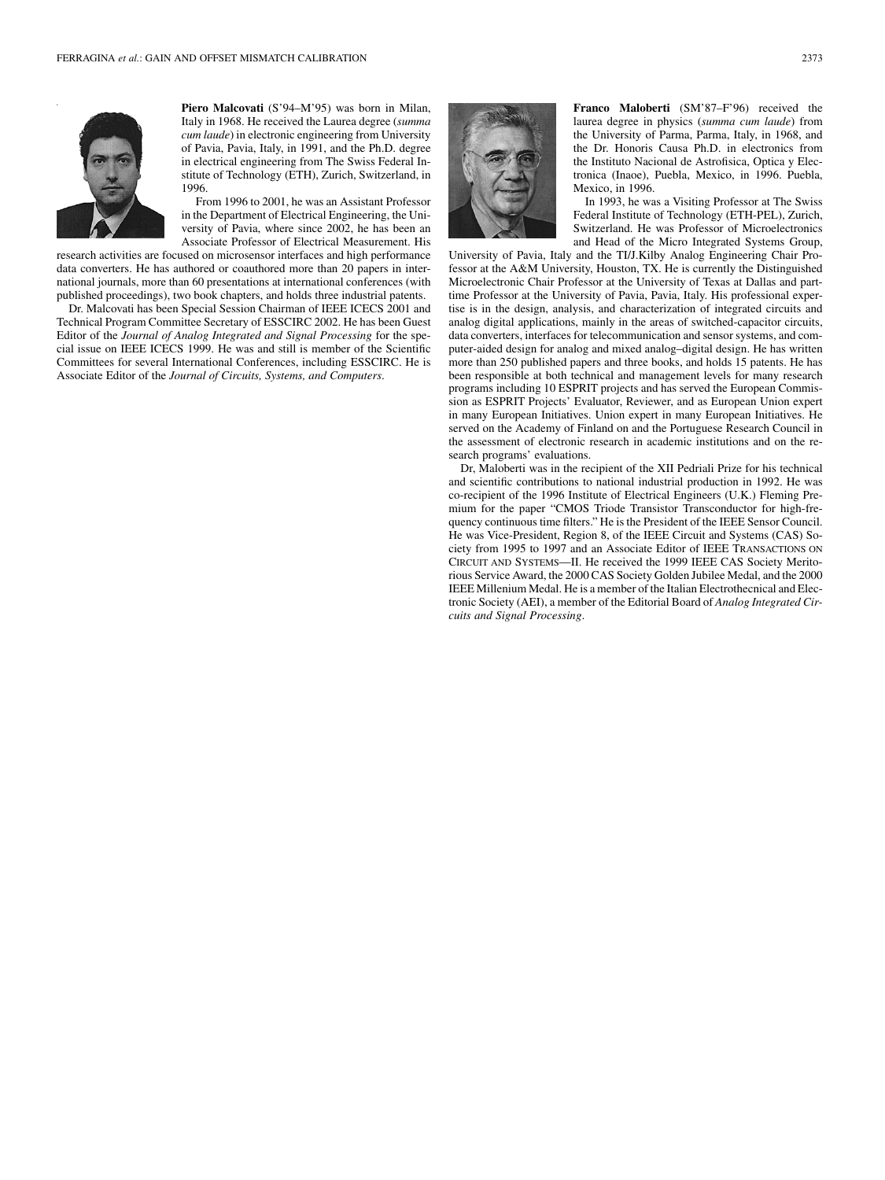**Piero Malcovati** (S'94–M'95) was born in Milan, Italy in 1968. He received the Laurea degree (*summa cum laude*) in electronic engineering from University of Pavia, Pavia, Italy, in 1991, and the Ph.D. degree in electrical engineering from The Swiss Federal Institute of Technology (ETH), Zurich, Switzerland, in 1996.

From 1996 to 2001, he was an Assistant Professor in the Department of Electrical Engineering, the University of Pavia, where since 2002, he has been an Associate Professor of Electrical Measurement. His research activities are focused on microsensor interfaces and high performance data converters. He has authored or coauthored more than 20 papers in international journals, more than 60 presentations at international conferences (with published proceedings), two book chapters, and holds three industrial patents.

Dr. Malcovati has been Special Session Chairman of IEEE ICECS 2001 and Technical Program Committee Secretary of ESSCIRC 2002. He has been Guest Editor of the *Journal of Analog Integrated and Signal Processing* for the special issue on IEEE ICECS 1999. He was and still is member of the Scientific Committees for several International Conferences, including ESSCIRC. He is Associate Editor of the *Journal of Circuits, Systems, and Computers*.

**Franco Maloberti** (SM'87–F'96) received the laurea degree in physics (*summa cum laude*) from the University of Parma, Parma, Italy, in 1968, and the Dr. Honoris Causa Ph.D. in electronics from the Instituto Nacional de Astrofisica, Optica y Electronica (Inaoe), Puebla, Mexico, in 1996. Puebla, Mexico, in 1996.

In 1993, he was a Visiting Professor at The Swiss Federal Institute of Technology (ETH-PEL), Zurich, Switzerland. He was Professor of Microelectronics and Head of the Micro Integrated Systems Group, University of Pavia, Italy and the TI/J.Kilby Analog Engineering Chair Professor at the A&M University, Houston, TX. He is currently the Distinguished Microelectronic Chair Professor at the University of Texas at Dallas and part-time Professor at the University of Pavia, Pavia, Italy. His professional expertise is in the design, analysis, and characterization of integrated circuits and analog digital applications, mainly in the areas of switched-capacitor circuits, data converters, interfaces for telecommunication and sensor systems, and computer-aided design for analog and mixed analog–digital design. He has written more than 250 published papers and three books, and holds 15 patents. He has been responsible at both technical and management levels for many research programs including 10 ESPRIT projects and has served the European Commission as ESPRIT Projects' Evaluator, Reviewer, and as European Union expert in many European Initiatives. Union expert in many European Initiatives. He served on the Academy of Finland on and the Portuguese Research Council in the assessment of electronic research in academic institutions and on the research programs' evaluations.

Dr, Maloberti was in the recipient of the XII Pedriali Prize for his technical and scientific contributions to national industrial production in 1992. He was co-recipient of the 1996 Institute of Electrical Engineers (U.K.) Fleming Premium for the paper "CMOS Triode Transistor Transconductor for high-frequency continuous time filters." He is the President of the IEEE Sensor Council. He was Vice-President, Region 8, of the IEEE Circuit and Systems (CAS) Society from 1995 to 1997 and an Associate Editor of IEEE TRANSACTIONS ON CIRCUIT AND SYSTEMS—II. He received the 1999 IEEE CAS Society Meritorious Service Award, the 2000 CAS Society Golden Jubilee Medal, and the 2000 IEEE Millenium Medal. He is a member of the Italian Electrothecnical and Electronic Society (AEI), a member of the Editorial Board of *Analog Integrated Circuits and Signal Processing*.